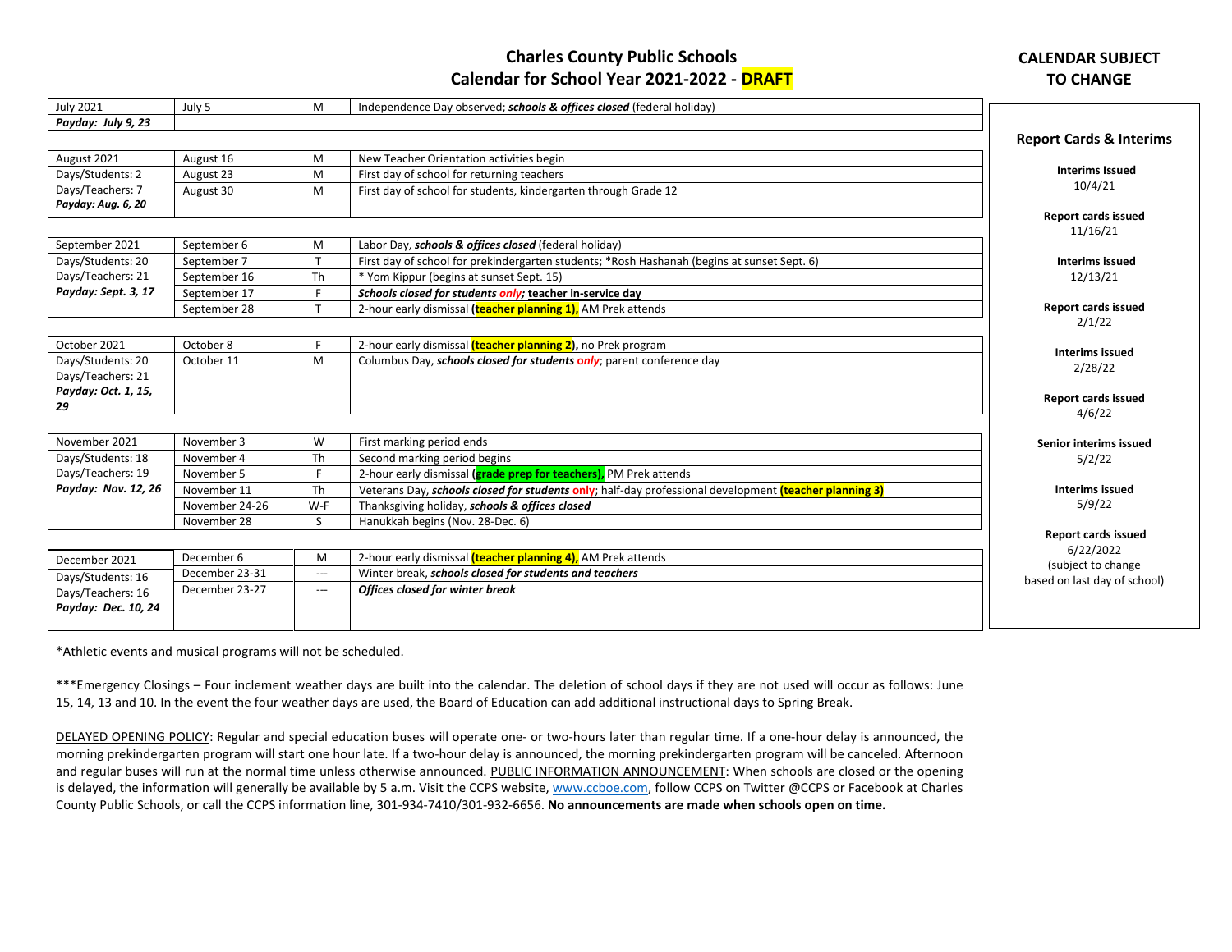# Charles County Public Schools
## Calendar for School Year 2021-2022 - DRAFT

**CALENDAR SUBJECT TO CHANGE**

| Month | Date | Day | Event |
|---|---|---|---|
| July 2021 | July 5 | M | Independence Day observed; ***schools & offices closed*** (federal holiday) |
| ***Payday: July 9, 23*** | | | |

| Month | Date | Day | Event |
|---|---|---|---|
| August 2021 | August 16 | M | New Teacher Orientation activities begin |
| Days/Students: 2 | August 23 | M | First day of school for returning teachers |
| Days/Teachers: 7 ***Payday: Aug. 6, 20*** | August 30 | M | First day of school for students, kindergarten through Grade 12 |

| Month | Date | Day | Event |
|---|---|---|---|
| September 2021 | September 6 | M | Labor Day, ***schools & offices closed*** (federal holiday) |
| Days/Students: 20 | September 7 | T | First day of school for prekindergarten students; *Rosh Hashanah (begins at sunset Sept. 6) |
| Days/Teachers: 21 | September 16 | Th | * Yom Kippur (begins at sunset Sept. 15) |
| ***Payday: Sept. 3, 17*** | September 17 | F | ***Schools closed for students only; teacher in-service day*** |
| | September 28 | T | 2-hour early dismissal **(teacher planning 1),** AM Prek attends |

| Month | Date | Day | Event |
|---|---|---|---|
| October 2021 | October 8 | F | 2-hour early dismissal **(teacher planning 2),** no Prek program |
| Days/Students: 20 Days/Teachers: 21 ***Payday: Oct. 1, 15, 29*** | October 11 | M | Columbus Day, ***schools closed for students only***; parent conference day |

| Month | Date | Day | Event |
|---|---|---|---|
| November 2021 | November 3 | W | First marking period ends |
| Days/Students: 18 | November 4 | Th | Second marking period begins |
| Days/Teachers: 19 | November 5 | F | 2-hour early dismissal **(grade prep for teachers),** PM Prek attends |
| ***Payday: Nov. 12, 26*** | November 11 | Th | Veterans Day, ***schools closed for students only***; half-day professional development **(teacher planning 3)** |
| | November 24-26 | W-F | Thanksgiving holiday, ***schools & offices closed*** |
| | November 28 | S | Hanukkah begins (Nov. 28-Dec. 6) |

| Month | Date | Day | Event |
|---|---|---|---|
| December 2021 | December 6 | M | 2-hour early dismissal **(teacher planning 4),** AM Prek attends |
| Days/Students: 16 | December 23-31 | --- | Winter break, ***schools closed for students and teachers*** |
| Days/Teachers: 16 ***Payday: Dec. 10, 24*** | December 23-27 | --- | ***Offices closed for winter break*** |

### Report Cards & Interims

**Interims Issued**
10/4/21

**Report cards issued**
11/16/21

**Interims issued**
12/13/21

**Report cards issued**
2/1/22

**Interims issued**
2/28/22

**Report cards issued**
4/6/22

**Senior interims issued**
5/2/22

**Interims issued**
5/9/22

**Report cards issued**
6/22/2022
(subject to change based on last day of school)

*Athletic events and musical programs will not be scheduled.

***Emergency Closings – Four inclement weather days are built into the calendar. The deletion of school days if they are not used will occur as follows: June 15, 14, 13 and 10. In the event the four weather days are used, the Board of Education can add additional instructional days to Spring Break.

DELAYED OPENING POLICY: Regular and special education buses will operate one- or two-hours later than regular time. If a one-hour delay is announced, the morning prekindergarten program will start one hour late. If a two-hour delay is announced, the morning prekindergarten program will be canceled. Afternoon and regular buses will run at the normal time unless otherwise announced. PUBLIC INFORMATION ANNOUNCEMENT: When schools are closed or the opening is delayed, the information will generally be available by 5 a.m. Visit the CCPS website, www.ccboe.com, follow CCPS on Twitter @CCPS or Facebook at Charles County Public Schools, or call the CCPS information line, 301-934-7410/301-932-6656. **No announcements are made when schools open on time.**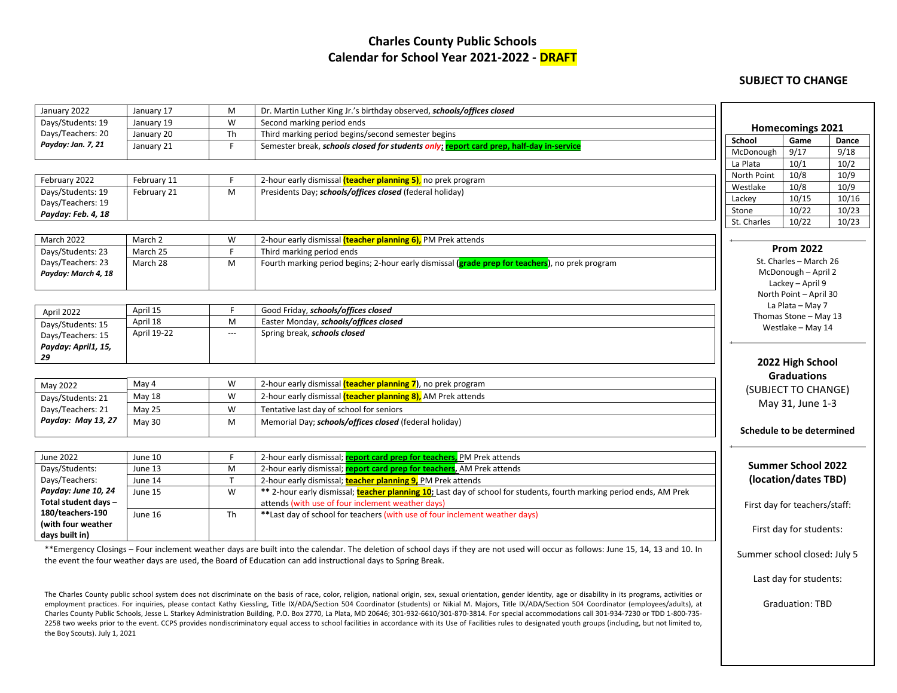# Charles County Public Schools
## Calendar for School Year 2021-2022 - DRAFT

**SUBJECT TO CHANGE**

| | | | |
|---|---|---|---|
| January 2022<br>Days/Students: 19<br>Days/Teachers: 20<br>***Payday: Jan. 7, 21*** | January 17 | M | Dr. Martin Luther King Jr.'s birthday observed, ***schools/offices closed*** |
| | January 19 | W | Second marking period ends |
| | January 20 | Th | Third marking period begins/second semester begins |
| | January 21 | F | Semester break, ***schools closed for students only***; **report card prep, half-day in-service** |

| | | | |
|---|---|---|---|
| February 2022<br>Days/Students: 19<br>Days/Teachers: 19<br>***Payday: Feb. 4, 18*** | February 11 | F | 2-hour early dismissal **(teacher planning 5)**, no prek program |
| | February 21 | M | Presidents Day; ***schools/offices closed*** (federal holiday) |

| | | | |
|---|---|---|---|
| March 2022<br>Days/Students: 23<br>Days/Teachers: 23<br>***Payday: March 4, 18*** | March 2 | W | 2-hour early dismissal **(teacher planning 6)**, PM Prek attends |
| | March 25 | F | Third marking period ends |
| | March 28 | M | Fourth marking period begins; 2-hour early dismissal (**grade prep for teachers**), no prek program |

| | | | |
|---|---|---|---|
| April 2022<br>Days/Students: 15<br>Days/Teachers: 15<br>***Payday: April1, 15, 29*** | April 15 | F | Good Friday, ***schools/offices closed*** |
| | April 18 | M | Easter Monday, ***schools/offices closed*** |
| | April 19-22 | --- | Spring break, ***schools closed*** |

| | | | |
|---|---|---|---|
| May 2022<br>Days/Students: 21<br>Days/Teachers: 21<br>***Payday: May 13, 27*** | May 4 | W | 2-hour early dismissal **(teacher planning 7)**, no prek program |
| | May 18 | W | 2-hour early dismissal **(teacher planning 8)**, AM Prek attends |
| | May 25 | W | Tentative last day of school for seniors |
| | May 30 | M | Memorial Day; ***schools/offices closed*** (federal holiday) |

| | | | |
|---|---|---|---|
| June 2022<br>Days/Students:<br>Days/Teachers:<br>***Payday: June 10, 24***<br>**Total student days – 180/teachers-190 (with four weather days built in)** | June 10 | F | 2-hour early dismissal; **report card prep for teachers**, PM Prek attends |
| | June 13 | M | 2-hour early dismissal; **report card prep for teachers**, AM Prek attends |
| | June 14 | T | 2-hour early dismissal; **teacher planning 9**, PM Prek attends |
| | June 15 | W | ** 2-hour early dismissal; **teacher planning 10**; Last day of school for students, fourth marking period ends, AM Prek attends (with use of four inclement weather days) |
| | June 16 | Th | **Last day of school for teachers (with use of four inclement weather days) |

**Emergency Closings – Four inclement weather days are built into the calendar. The deletion of school days if they are not used will occur as follows: June 15, 14, 13 and 10. In the event the four weather days are used, the Board of Education can add instructional days to Spring Break.

The Charles County public school system does not discriminate on the basis of race, color, religion, national origin, sex, sexual orientation, gender identity, age or disability in its programs, activities or employment practices. For inquiries, please contact Kathy Kiessling, Title IX/ADA/Section 504 Coordinator (students) or Nikial M. Majors, Title IX/ADA/Section 504 Coordinator (employees/adults), at Charles County Public Schools, Jesse L. Starkey Administration Building, P.O. Box 2770, La Plata, MD 20646; 301-932-6610/301-870-3814. For special accommodations call 301-934-7230 or TDD 1-800-735-2258 two weeks prior to the event. CCPS provides nondiscriminatory equal access to school facilities in accordance with its Use of Facilities rules to designated youth groups (including, but not limited to, the Boy Scouts). July 1, 2021

### Homecomings 2021

| School | Game | Dance |
|---|---|---|
| McDonough | 9/17 | 9/18 |
| La Plata | 10/1 | 10/2 |
| North Point | 10/8 | 10/9 |
| Westlake | 10/8 | 10/9 |
| Lackey | 10/15 | 10/16 |
| Stone | 10/22 | 10/23 |
| St. Charles | 10/22 | 10/23 |

### Prom 2022

St. Charles – March 26
McDonough – April 2
Lackey – April 9
North Point – April 30
La Plata – May 7
Thomas Stone – May 13
Westlake – May 14

### 2022 High School Graduations

(SUBJECT TO CHANGE)
May 31, June 1-3

**Schedule to be determined**

### Summer School 2022 (location/dates TBD)

First day for teachers/staff:

First day for students:

Summer school closed: July 5

Last day for students:

Graduation: TBD